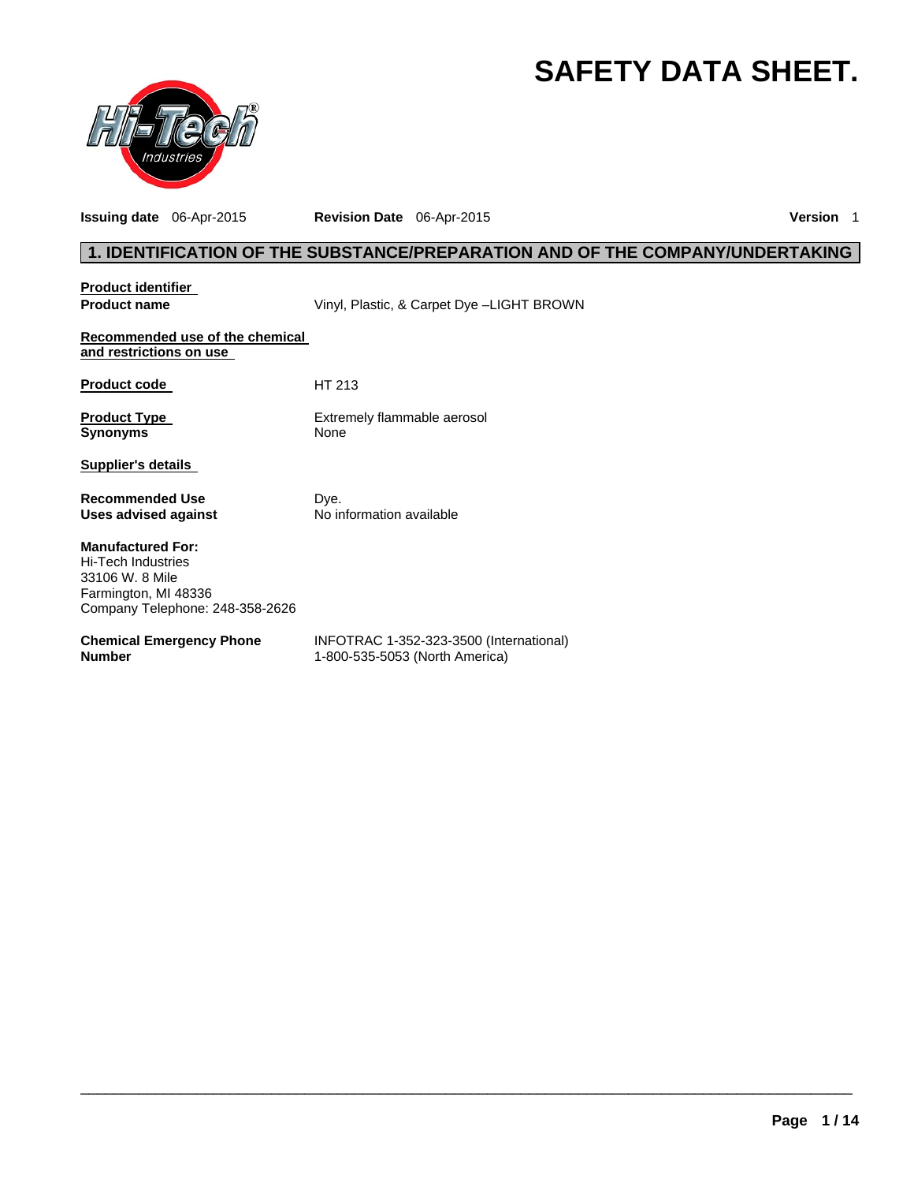# SAFETY DATA SHEET.

**Issuing date** 06-Apr-2015 **Revision Date** 06-Apr-2015 **Version** 1

## 1. IDENTIFICATION OF THE SUBSTANCE/PREPARATION AND OF THE COMPANY/UNDERTAKING

**Product identifier**

| | |
|---|---|
| **Product name** | Vinyl, Plastic, & Carpet Dye –LIGHT BROWN |

**Recommended use of the chemical and restrictions on use**

| | |
|---|---|
| **Product code** | HT 213 |
| **Product Type** | Extremely flammable aerosol |
| **Synonyms** | None |

**Supplier's details**

| | |
|---|---|
| **Recommended Use** | Dye. |
| **Uses advised against** | No information available |

**Manufactured For:**
Hi-Tech Industries
33106 W. 8 Mile
Farmington, MI 48336
Company Telephone: 248-358-2626

| | |
|---|---|
| **Chemical Emergency Phone Number** | INFOTRAC 1-352-323-3500 (International)<br>1-800-535-5053 (North America) |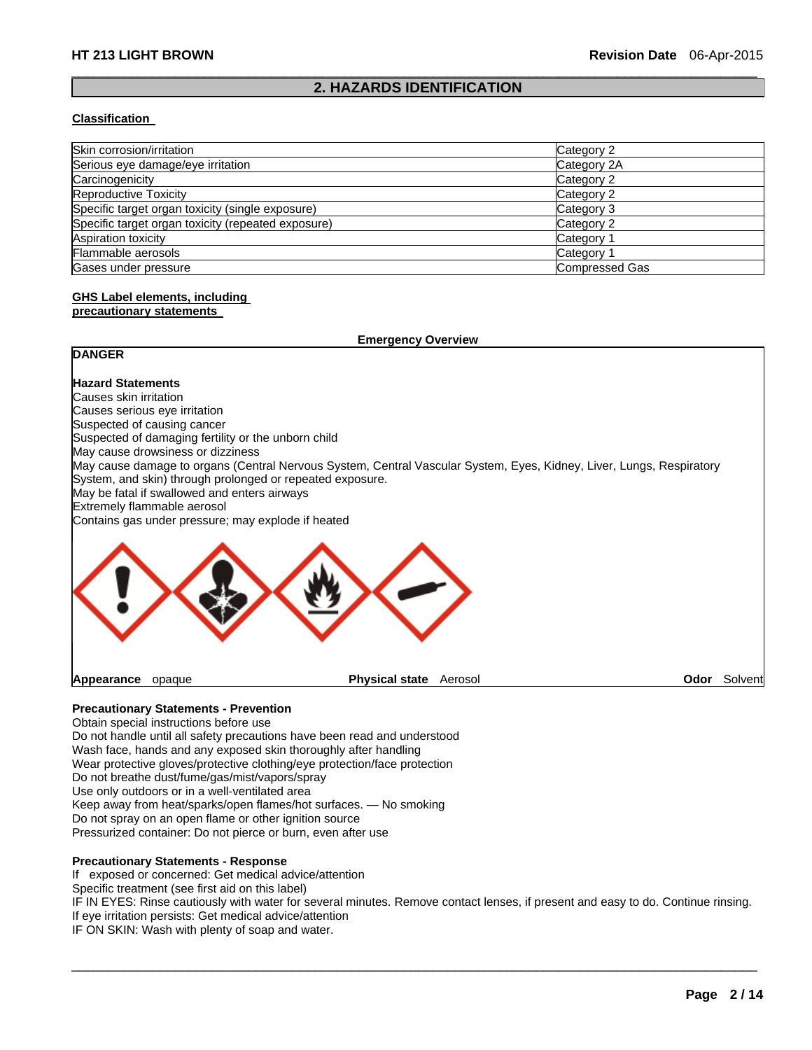## 2. HAZARDS IDENTIFICATION

**Classification**

| Skin corrosion/irritation | Category 2 |
|---|---|
| Serious eye damage/eye irritation | Category 2A |
| Carcinogenicity | Category 2 |
| Reproductive Toxicity | Category 2 |
| Specific target organ toxicity (single exposure) | Category 3 |
| Specific target organ toxicity (repeated exposure) | Category 2 |
| Aspiration toxicity | Category 1 |
| Flammable aerosols | Category 1 |
| Gases under pressure | Compressed Gas |

**GHS Label elements, including precautionary statements**

**Emergency Overview**

**DANGER**

**Hazard Statements**

Causes skin irritation
Causes serious eye irritation
Suspected of causing cancer
Suspected of damaging fertility or the unborn child
May cause drowsiness or dizziness
May cause damage to organs (Central Nervous System, Central Vascular System, Eyes, Kidney, Liver, Lungs, Respiratory System, and skin) through prolonged or repeated exposure.
May be fatal if swallowed and enters airways
Extremely flammable aerosol
Contains gas under pressure; may explode if heated

**Appearance** opaque  **Physical state** Aerosol  **Odor** Solvent

**Precautionary Statements - Prevention**

Obtain special instructions before use
Do not handle until all safety precautions have been read and understood
Wash face, hands and any exposed skin thoroughly after handling
Wear protective gloves/protective clothing/eye protection/face protection
Do not breathe dust/fume/gas/mist/vapors/spray
Use only outdoors or in a well-ventilated area
Keep away from heat/sparks/open flames/hot surfaces. — No smoking
Do not spray on an open flame or other ignition source
Pressurized container: Do not pierce or burn, even after use

**Precautionary Statements - Response**

If exposed or concerned: Get medical advice/attention
Specific treatment (see first aid on this label)
IF IN EYES: Rinse cautiously with water for several minutes. Remove contact lenses, if present and easy to do. Continue rinsing.
If eye irritation persists: Get medical advice/attention
IF ON SKIN: Wash with plenty of soap and water.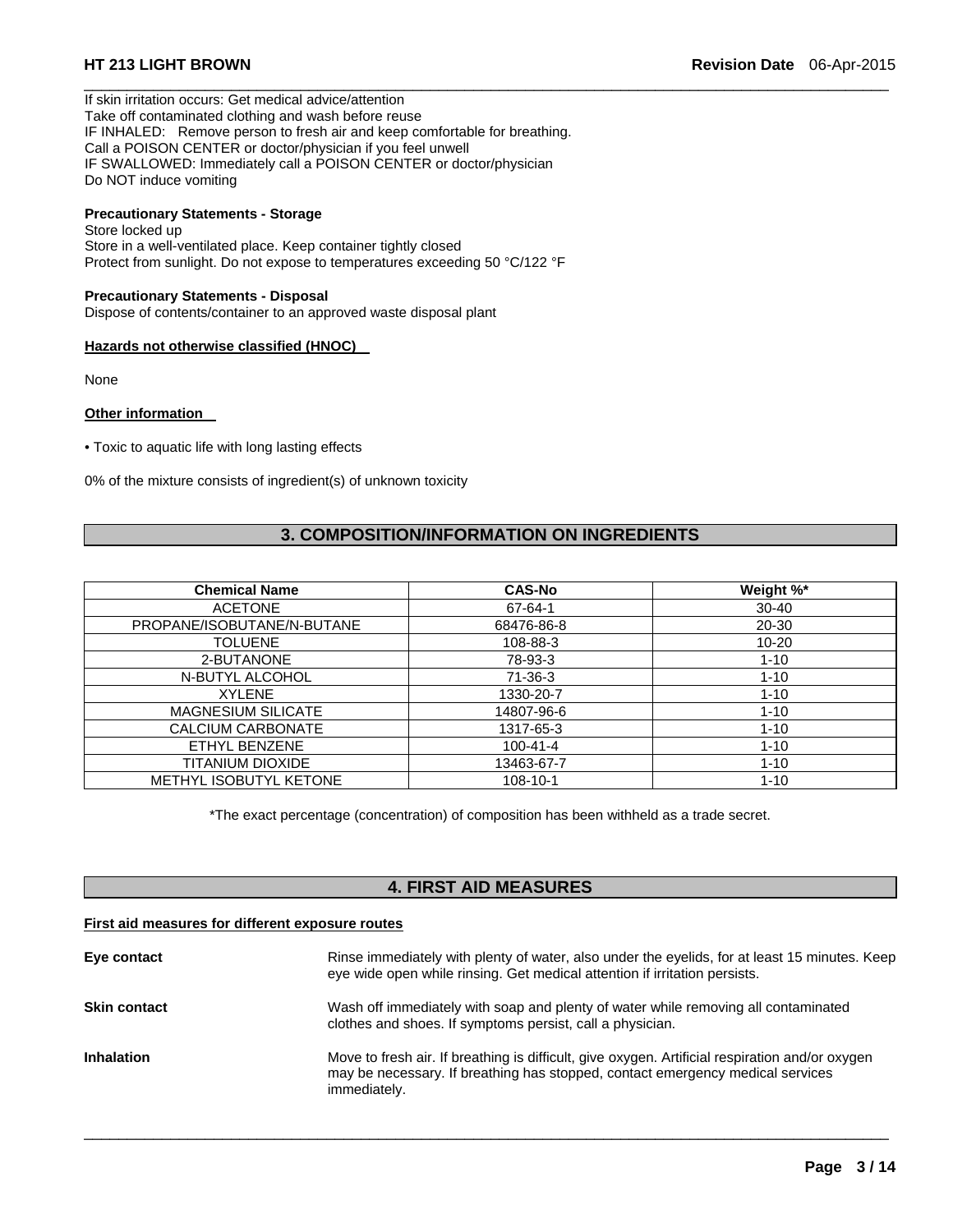If skin irritation occurs: Get medical advice/attention
Take off contaminated clothing and wash before reuse
IF INHALED: Remove person to fresh air and keep comfortable for breathing.
Call a POISON CENTER or doctor/physician if you feel unwell
IF SWALLOWED: Immediately call a POISON CENTER or doctor/physician
Do NOT induce vomiting

**Precautionary Statements - Storage**

Store locked up
Store in a well-ventilated place. Keep container tightly closed
Protect from sunlight. Do not expose to temperatures exceeding 50 °C/122 °F

**Precautionary Statements - Disposal**

Dispose of contents/container to an approved waste disposal plant

**Hazards not otherwise classified (HNOC)**

None

**Other information**

- Toxic to aquatic life with long lasting effects

0% of the mixture consists of ingredient(s) of unknown toxicity

## 3. COMPOSITION/INFORMATION ON INGREDIENTS

| Chemical Name | CAS-No | Weight %* |
|---|---|---|
| ACETONE | 67-64-1 | 30-40 |
| PROPANE/ISOBUTANE/N-BUTANE | 68476-86-8 | 20-30 |
| TOLUENE | 108-88-3 | 10-20 |
| 2-BUTANONE | 78-93-3 | 1-10 |
| N-BUTYL ALCOHOL | 71-36-3 | 1-10 |
| XYLENE | 1330-20-7 | 1-10 |
| MAGNESIUM SILICATE | 14807-96-6 | 1-10 |
| CALCIUM CARBONATE | 1317-65-3 | 1-10 |
| ETHYL BENZENE | 100-41-4 | 1-10 |
| TITANIUM DIOXIDE | 13463-67-7 | 1-10 |
| METHYL ISOBUTYL KETONE | 108-10-1 | 1-10 |

*The exact percentage (concentration) of composition has been withheld as a trade secret.

## 4. FIRST AID MEASURES

**First aid measures for different exposure routes**

**Eye contact** Rinse immediately with plenty of water, also under the eyelids, for at least 15 minutes. Keep eye wide open while rinsing. Get medical attention if irritation persists.

**Skin contact** Wash off immediately with soap and plenty of water while removing all contaminated clothes and shoes. If symptoms persist, call a physician.

**Inhalation** Move to fresh air. If breathing is difficult, give oxygen. Artificial respiration and/or oxygen may be necessary. If breathing has stopped, contact emergency medical services immediately.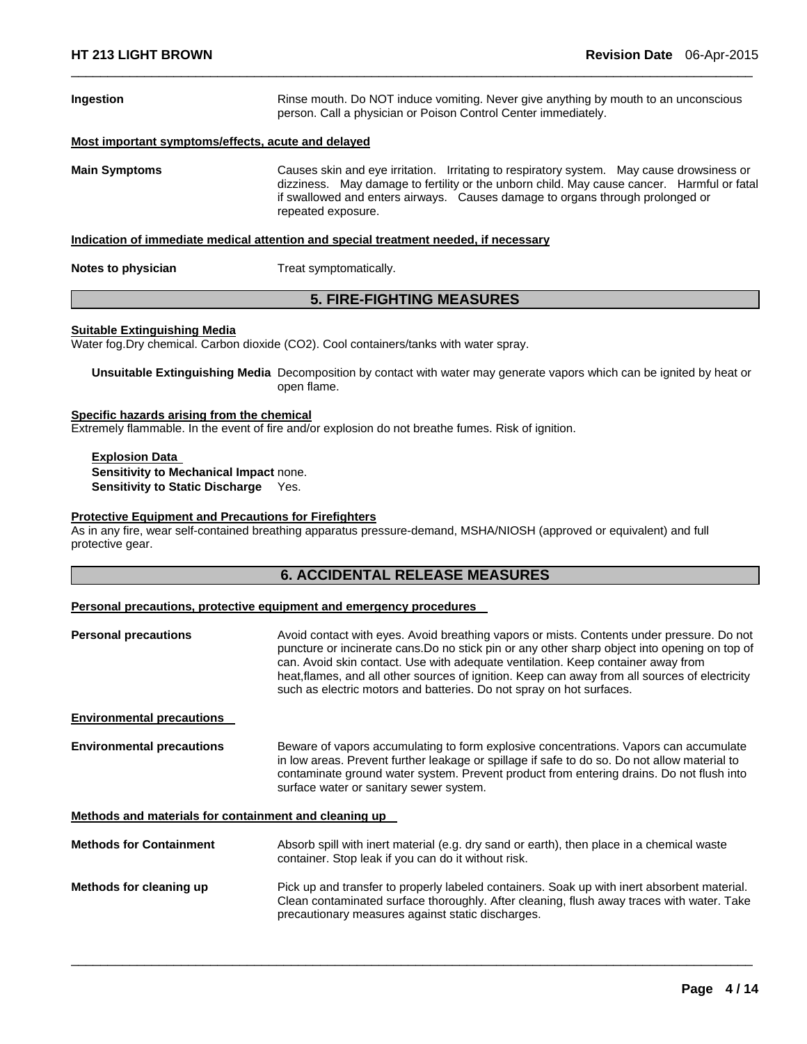**Ingestion** Rinse mouth. Do NOT induce vomiting. Never give anything by mouth to an unconscious person. Call a physician or Poison Control Center immediately.

**Most important symptoms/effects, acute and delayed**

**Main Symptoms** Causes skin and eye irritation. Irritating to respiratory system. May cause drowsiness or dizziness. May damage to fertility or the unborn child. May cause cancer. Harmful or fatal if swallowed and enters airways. Causes damage to organs through prolonged or repeated exposure.

**Indication of immediate medical attention and special treatment needed, if necessary**

**Notes to physician** Treat symptomatically.

## 5. FIRE-FIGHTING MEASURES

**Suitable Extinguishing Media**

Water fog.Dry chemical. Carbon dioxide ($CO_2$). Cool containers/tanks with water spray.

**Unsuitable Extinguishing Media** Decomposition by contact with water may generate vapors which can be ignited by heat or open flame.

**Specific hazards arising from the chemical**

Extremely flammable. In the event of fire and/or explosion do not breathe fumes. Risk of ignition.

**Explosion Data**

**Sensitivity to Mechanical Impact** none.

**Sensitivity to Static Discharge** Yes.

**Protective Equipment and Precautions for Firefighters**

As in any fire, wear self-contained breathing apparatus pressure-demand, MSHA/NIOSH (approved or equivalent) and full protective gear.

## 6. ACCIDENTAL RELEASE MEASURES

**Personal precautions, protective equipment and emergency procedures**

**Personal precautions** Avoid contact with eyes. Avoid breathing vapors or mists. Contents under pressure. Do not puncture or incinerate cans.Do no stick pin or any other sharp object into opening on top of can. Avoid skin contact. Use with adequate ventilation. Keep container away from heat,flames, and all other sources of ignition. Keep can away from all sources of electricity such as electric motors and batteries. Do not spray on hot surfaces.

**Environmental precautions**

**Environmental precautions** Beware of vapors accumulating to form explosive concentrations. Vapors can accumulate in low areas. Prevent further leakage or spillage if safe to do so. Do not allow material to contaminate ground water system. Prevent product from entering drains. Do not flush into surface water or sanitary sewer system.

**Methods and materials for containment and cleaning up**

**Methods for Containment** Absorb spill with inert material (e.g. dry sand or earth), then place in a chemical waste container. Stop leak if you can do it without risk.

**Methods for cleaning up** Pick up and transfer to properly labeled containers. Soak up with inert absorbent material. Clean contaminated surface thoroughly. After cleaning, flush away traces with water. Take precautionary measures against static discharges.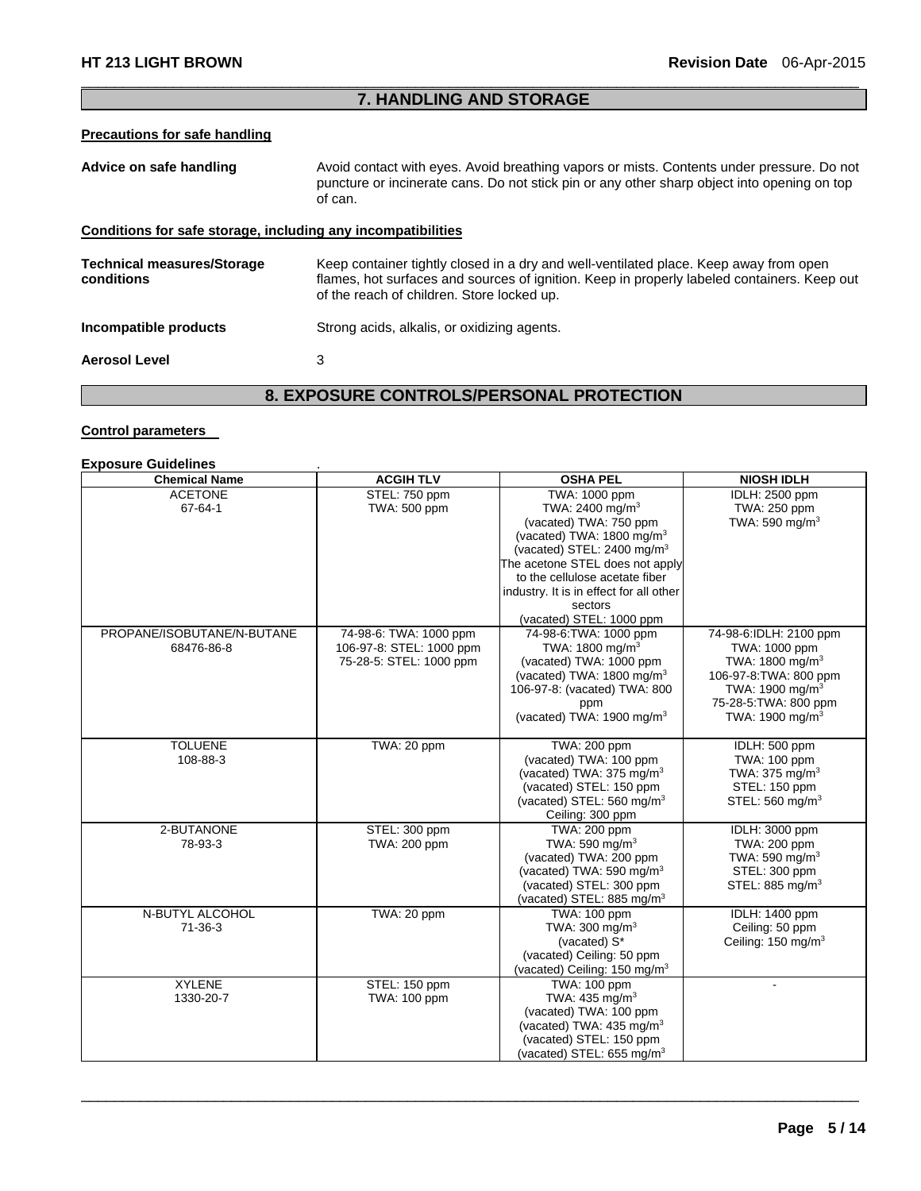## 7. HANDLING AND STORAGE

### Precautions for safe handling

**Advice on safe handling**
Avoid contact with eyes. Avoid breathing vapors or mists. Contents under pressure. Do not puncture or incinerate cans. Do not stick pin or any other sharp object into opening on top of can.

### Conditions for safe storage, including any incompatibilities

**Technical measures/Storage conditions**
Keep container tightly closed in a dry and well-ventilated place. Keep away from open flames, hot surfaces and sources of ignition. Keep in properly labeled containers. Keep out of the reach of children. Store locked up.

**Incompatible products**
Strong acids, alkalis, or oxidizing agents.

**Aerosol Level**
3

## 8. EXPOSURE CONTROLS/PERSONAL PROTECTION

### Control parameters

**Exposure Guidelines** .

| Chemical Name | ACGIH TLV | OSHA PEL | NIOSH IDLH |
|---|---|---|---|
| ACETONE<br>67-64-1 | STEL: 750 ppm<br>TWA: 500 ppm | TWA: 1000 ppm<br>TWA: 2400 mg/m$^3$<br>(vacated) TWA: 750 ppm<br>(vacated) TWA: 1800 mg/m$^3$<br>(vacated) STEL: 2400 mg/m$^3$<br>The acetone STEL does not apply to the cellulose acetate fiber industry. It is in effect for all other sectors<br>(vacated) STEL: 1000 ppm | IDLH: 2500 ppm<br>TWA: 250 ppm<br>TWA: 590 mg/m$^3$ |
| PROPANE/ISOBUTANE/N-BUTANE<br>68476-86-8 | 74-98-6: TWA: 1000 ppm<br>106-97-8: STEL: 1000 ppm<br>75-28-5: STEL: 1000 ppm | 74-98-6:TWA: 1000 ppm<br>TWA: 1800 mg/m$^3$<br>(vacated) TWA: 1000 ppm<br>(vacated) TWA: 1800 mg/m$^3$<br>106-97-8: (vacated) TWA: 800 ppm<br>(vacated) TWA: 1900 mg/m$^3$ | 74-98-6:IDLH: 2100 ppm<br>TWA: 1000 ppm<br>TWA: 1800 mg/m$^3$<br>106-97-8:TWA: 800 ppm<br>TWA: 1900 mg/m$^3$<br>75-28-5:TWA: 800 ppm<br>TWA: 1900 mg/m$^3$ |
| TOLUENE<br>108-88-3 | TWA: 20 ppm | TWA: 200 ppm<br>(vacated) TWA: 100 ppm<br>(vacated) TWA: 375 mg/m$^3$<br>(vacated) STEL: 150 ppm<br>(vacated) STEL: 560 mg/m$^3$<br>Ceiling: 300 ppm | IDLH: 500 ppm<br>TWA: 100 ppm<br>TWA: 375 mg/m$^3$<br>STEL: 150 ppm<br>STEL: 560 mg/m$^3$ |
| 2-BUTANONE<br>78-93-3 | STEL: 300 ppm<br>TWA: 200 ppm | TWA: 200 ppm<br>TWA: 590 mg/m$^3$<br>(vacated) TWA: 200 ppm<br>(vacated) TWA: 590 mg/m$^3$<br>(vacated) STEL: 300 ppm<br>(vacated) STEL: 885 mg/m$^3$ | IDLH: 3000 ppm<br>TWA: 200 ppm<br>TWA: 590 mg/m$^3$<br>STEL: 300 ppm<br>STEL: 885 mg/m$^3$ |
| N-BUTYL ALCOHOL<br>71-36-3 | TWA: 20 ppm | TWA: 100 ppm<br>TWA: 300 mg/m$^3$<br>(vacated) S*<br>(vacated) Ceiling: 50 ppm<br>(vacated) Ceiling: 150 mg/m$^3$ | IDLH: 1400 ppm<br>Ceiling: 50 ppm<br>Ceiling: 150 mg/m$^3$ |
| XYLENE<br>1330-20-7 | STEL: 150 ppm<br>TWA: 100 ppm | TWA: 100 ppm<br>TWA: 435 mg/m$^3$<br>(vacated) TWA: 100 ppm<br>(vacated) TWA: 435 mg/m$^3$<br>(vacated) STEL: 150 ppm<br>(vacated) STEL: 655 mg/m$^3$ | - |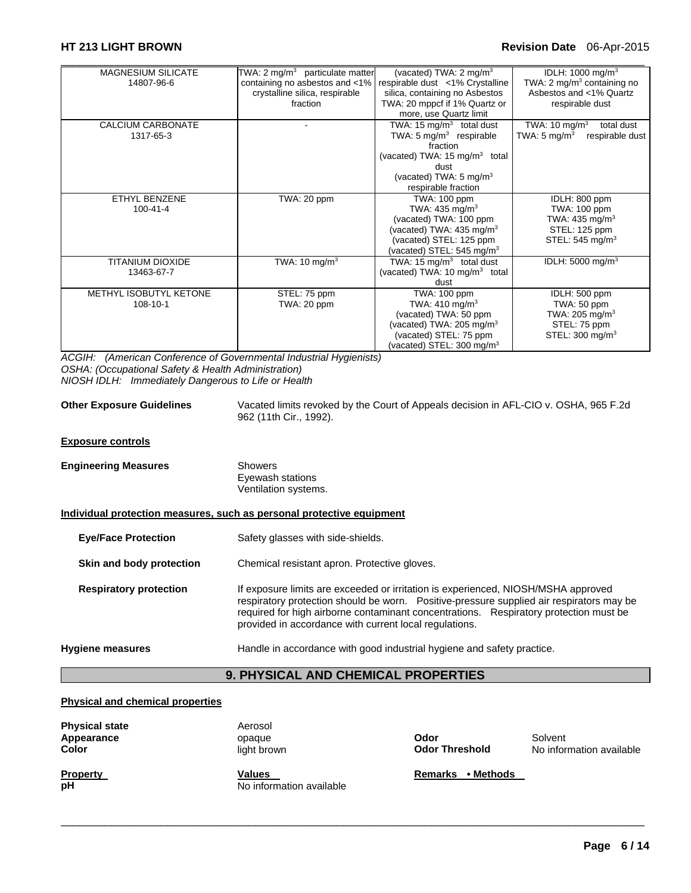| | | | |
|---|---|---|---|
| MAGNESIUM SILICATE 14807-96-6 | TWA: 2 mg/m$^3$ particulate matter containing no asbestos and <1% crystalline silica, respirable fraction | (vacated) TWA: 2 mg/m$^3$ respirable dust <1% Crystalline silica, containing no Asbestos TWA: 20 mppcf if 1% Quartz or more, use Quartz limit | IDLH: 1000 mg/m$^3$ TWA: 2 mg/m$^3$ containing no Asbestos and <1% Quartz respirable dust |
| CALCIUM CARBONATE 1317-65-3 | - | TWA: 15 mg/m$^3$ total dust TWA: 5 mg/m$^3$ respirable fraction (vacated) TWA: 15 mg/m$^3$ total dust (vacated) TWA: 5 mg/m$^3$ respirable fraction | TWA: 10 mg/m$^3$ total dust TWA: 5 mg/m$^3$ respirable dust |
| ETHYL BENZENE 100-41-4 | TWA: 20 ppm | TWA: 100 ppm TWA: 435 mg/m$^3$ (vacated) TWA: 100 ppm (vacated) TWA: 435 mg/m$^3$ (vacated) STEL: 125 ppm (vacated) STEL: 545 mg/m$^3$ | IDLH: 800 ppm TWA: 100 ppm TWA: 435 mg/m$^3$ STEL: 125 ppm STEL: 545 mg/m$^3$ |
| TITANIUM DIOXIDE 13463-67-7 | TWA: 10 mg/m$^3$ | TWA: 15 mg/m$^3$ total dust (vacated) TWA: 10 mg/m$^3$ total dust | IDLH: 5000 mg/m$^3$ |
| METHYL ISOBUTYL KETONE 108-10-1 | STEL: 75 ppm TWA: 20 ppm | TWA: 100 ppm TWA: 410 mg/m$^3$ (vacated) TWA: 50 ppm (vacated) TWA: 205 mg/m$^3$ (vacated) STEL: 75 ppm (vacated) STEL: 300 mg/m$^3$ | IDLH: 500 ppm TWA: 50 ppm TWA: 205 mg/m$^3$ STEL: 75 ppm STEL: 300 mg/m$^3$ |

*ACGIH: (American Conference of Governmental Industrial Hygienists)*
*OSHA: (Occupational Safety & Health Administration)*
*NIOSH IDLH: Immediately Dangerous to Life or Health*

**Other Exposure Guidelines** Vacated limits revoked by the Court of Appeals decision in AFL-CIO v. OSHA, 965 F.2d 962 (11th Cir., 1992).

**Exposure controls**

**Engineering Measures** Showers
Eyewash stations
Ventilation systems.

**Individual protection measures, such as personal protective equipment**

**Eye/Face Protection** Safety glasses with side-shields.

**Skin and body protection** Chemical resistant apron. Protective gloves.

**Respiratory protection** If exposure limits are exceeded or irritation is experienced, NIOSH/MSHA approved respiratory protection should be worn. Positive-pressure supplied air respirators may be required for high airborne contaminant concentrations. Respiratory protection must be provided in accordance with current local regulations.

**Hygiene measures** Handle in accordance with good industrial hygiene and safety practice.

## 9. PHYSICAL AND CHEMICAL PROPERTIES

**Physical and chemical properties**

**Physical state** Aerosol
**Appearance** opaque
**Color** light brown
**Odor** Solvent
**Odor Threshold** No information available

| Property | Values | Remarks • Methods |
|---|---|---|
| pH | No information available | |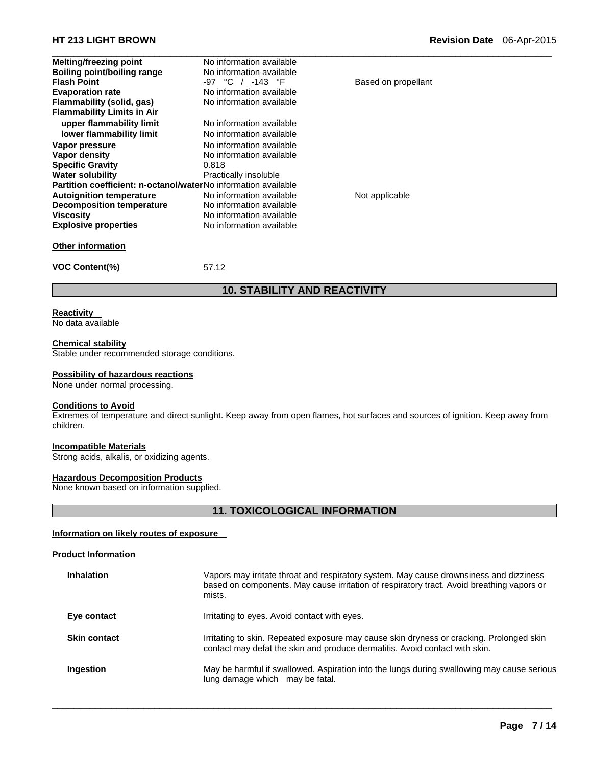| | | |
|---|---|---|
| **Melting/freezing point** | No information available | |
| **Boiling point/boiling range** | No information available | |
| **Flash Point** | -97 °C / -143 °F | Based on propellant |
| **Evaporation rate** | No information available | |
| **Flammability (solid, gas)** | No information available | |
| **Flammability Limits in Air** | | |
| **upper flammability limit** | No information available | |
| **lower flammability limit** | No information available | |
| **Vapor pressure** | No information available | |
| **Vapor density** | No information available | |
| **Specific Gravity** | 0.818 | |
| **Water solubility** | Practically insoluble | |
| **Partition coefficient: n-octanol/water** | No information available | |
| **Autoignition temperature** | No information available | Not applicable |
| **Decomposition temperature** | No information available | |
| **Viscosity** | No information available | |
| **Explosive properties** | No information available | |

**Other information**

**VOC Content(%)** 57.12

## 10. STABILITY AND REACTIVITY

**Reactivity**
No data available

**Chemical stability**
Stable under recommended storage conditions.

**Possibility of hazardous reactions**
None under normal processing.

**Conditions to Avoid**
Extremes of temperature and direct sunlight. Keep away from open flames, hot surfaces and sources of ignition. Keep away from children.

**Incompatible Materials**
Strong acids, alkalis, or oxidizing agents.

**Hazardous Decomposition Products**
None known based on information supplied.

## 11. TOXICOLOGICAL INFORMATION

**Information on likely routes of exposure**

**Product Information**

| | |
|---|---|
| **Inhalation** | Vapors may irritate throat and respiratory system. May cause drownsiness and dizziness based on components. May cause irritation of respiratory tract. Avoid breathing vapors or mists. |
| **Eye contact** | Irritating to eyes. Avoid contact with eyes. |
| **Skin contact** | Irritating to skin. Repeated exposure may cause skin dryness or cracking. Prolonged skin contact may defat the skin and produce dermatitis. Avoid contact with skin. |
| **Ingestion** | May be harmful if swallowed. Aspiration into the lungs during swallowing may cause serious lung damage which may be fatal. |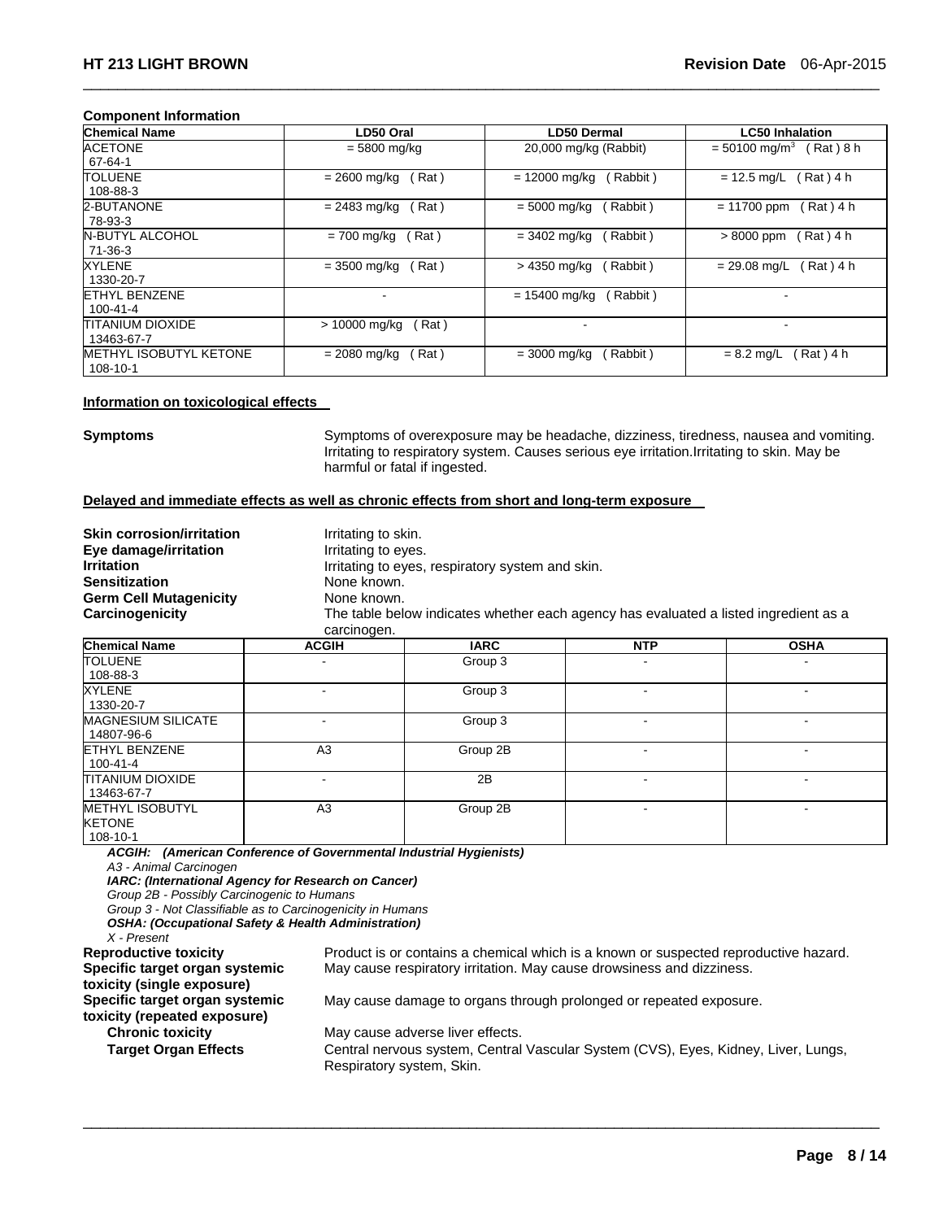### Component Information

| Chemical Name | LD50 Oral | LD50 Dermal | LC50 Inhalation |
|---|---|---|---|
| ACETONE 67-64-1 | = 5800 mg/kg | 20,000 mg/kg (Rabbit) | = 50100 mg/m$^3$ ( Rat ) 8 h |
| TOLUENE 108-88-3 | = 2600 mg/kg ( Rat ) | = 12000 mg/kg ( Rabbit ) | = 12.5 mg/L ( Rat ) 4 h |
| 2-BUTANONE 78-93-3 | = 2483 mg/kg ( Rat ) | = 5000 mg/kg ( Rabbit ) | = 11700 ppm ( Rat ) 4 h |
| N-BUTYL ALCOHOL 71-36-3 | = 700 mg/kg ( Rat ) | = 3402 mg/kg ( Rabbit ) | > 8000 ppm ( Rat ) 4 h |
| XYLENE 1330-20-7 | = 3500 mg/kg ( Rat ) | > 4350 mg/kg ( Rabbit ) | = 29.08 mg/L ( Rat ) 4 h |
| ETHYL BENZENE 100-41-4 | - | = 15400 mg/kg ( Rabbit ) | - |
| TITANIUM DIOXIDE 13463-67-7 | > 10000 mg/kg ( Rat ) | - | - |
| METHYL ISOBUTYL KETONE 108-10-1 | = 2080 mg/kg ( Rat ) | = 3000 mg/kg ( Rabbit ) | = 8.2 mg/L ( Rat ) 4 h |

### Information on toxicological effects

**Symptoms** Symptoms of overexposure may be headache, dizziness, tiredness, nausea and vomiting. Irritating to respiratory system. Causes serious eye irritation.Irritating to skin. May be harmful or fatal if ingested.

### Delayed and immediate effects as well as chronic effects from short and long-term exposure

**Skin corrosion/irritation** Irritating to skin.
**Eye damage/irritation** Irritating to eyes.
**Irritation** Irritating to eyes, respiratory system and skin.
**Sensitization** None known.
**Germ Cell Mutagenicity** None known.
**Carcinogenicity** The table below indicates whether each agency has evaluated a listed ingredient as a carcinogen.

| Chemical Name | ACGIH | IARC | NTP | OSHA |
|---|---|---|---|---|
| TOLUENE 108-88-3 | - | Group 3 | - | - |
| XYLENE 1330-20-7 | - | Group 3 | - | - |
| MAGNESIUM SILICATE 14807-96-6 | - | Group 3 | - | - |
| ETHYL BENZENE 100-41-4 | A3 | Group 2B | - | - |
| TITANIUM DIOXIDE 13463-67-7 | - | 2B | - | - |
| METHYL ISOBUTYL KETONE 108-10-1 | A3 | Group 2B | - | - |

***ACGIH: (American Conference of Governmental Industrial Hygienists)***
*A3 - Animal Carcinogen*
***IARC: (International Agency for Research on Cancer)***
*Group 2B - Possibly Carcinogenic to Humans*
*Group 3 - Not Classifiable as to Carcinogenicity in Humans*
***OSHA: (Occupational Safety & Health Administration)***
*X - Present*

**Reproductive toxicity** Product is or contains a chemical which is a known or suspected reproductive hazard.
**Specific target organ systemic toxicity (single exposure)** May cause respiratory irritation. May cause drowsiness and dizziness.
**Specific target organ systemic toxicity (repeated exposure)** May cause damage to organs through prolonged or repeated exposure.
**Chronic toxicity** May cause adverse liver effects.
**Target Organ Effects** Central nervous system, Central Vascular System (CVS), Eyes, Kidney, Liver, Lungs, Respiratory system, Skin.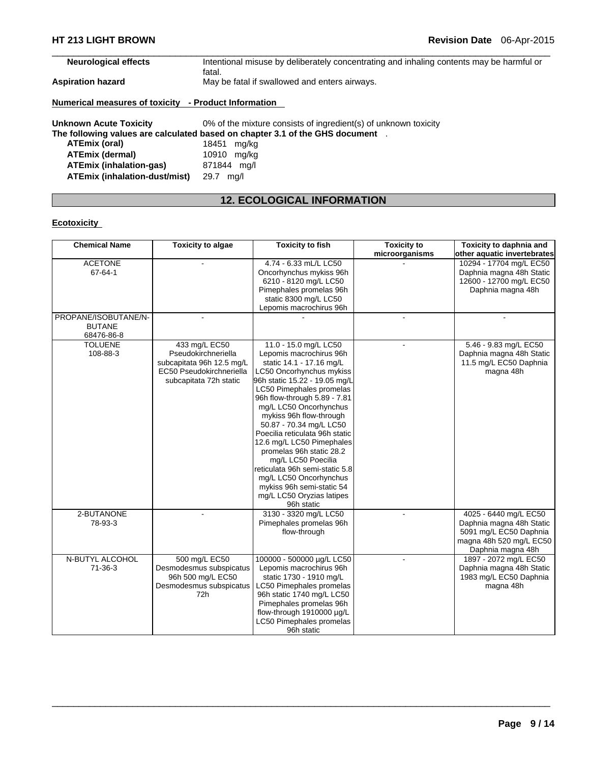| | |
|---|---|
| **Neurological effects** | Intentional misuse by deliberately concentrating and inhaling contents may be harmful or fatal. |
| **Aspiration hazard** | May be fatal if swallowed and enters airways. |

**Numerical measures of toxicity - Product Information**

**Unknown Acute Toxicity** 0% of the mixture consists of ingredient(s) of unknown toxicity

**The following values are calculated based on chapter 3.1 of the GHS document** .

| | |
|---|---|
| **ATEmix (oral)** | 18451 mg/kg |
| **ATEmix (dermal)** | 10910 mg/kg |
| **ATEmix (inhalation-gas)** | 871844 mg/l |
| **ATEmix (inhalation-dust/mist)** | 29.7 mg/l |

## 12. ECOLOGICAL INFORMATION

**Ecotoxicity**

| Chemical Name | Toxicity to algae | Toxicity to fish | Toxicity to microorganisms | Toxicity to daphnia and other aquatic invertebrates |
|---|---|---|---|---|
| ACETONE 67-64-1 | - | 4.74 - 6.33 mL/L LC50 Oncorhynchus mykiss 96h 6210 - 8120 mg/L LC50 Pimephales promelas 96h static 8300 mg/L LC50 Lepomis macrochirus 96h | - | 10294 - 17704 mg/L EC50 Daphnia magna 48h Static 12600 - 12700 mg/L EC50 Daphnia magna 48h |
| PROPANE/ISOBUTANE/N-BUTANE 68476-86-8 | - | - | - | - |
| TOLUENE 108-88-3 | 433 mg/L EC50 Pseudokirchneriella subcapitata 96h 12.5 mg/L EC50 Pseudokirchneriella subcapitata 72h static | 11.0 - 15.0 mg/L LC50 Lepomis macrochirus 96h static 14.1 - 17.16 mg/L LC50 Oncorhynchus mykiss 96h static 15.22 - 19.05 mg/L LC50 Pimephales promelas 96h flow-through 5.89 - 7.81 mg/L LC50 Oncorhynchus mykiss 96h flow-through 50.87 - 70.34 mg/L LC50 Poecilia reticulata 96h static 12.6 mg/L LC50 Pimephales promelas 96h static 28.2 mg/L LC50 Poecilia reticulata 96h semi-static 5.8 mg/L LC50 Oncorhynchus mykiss 96h semi-static 54 mg/L LC50 Oryzias latipes 96h static | - | 5.46 - 9.83 mg/L EC50 Daphnia magna 48h Static 11.5 mg/L EC50 Daphnia magna 48h |
| 2-BUTANONE 78-93-3 | - | 3130 - 3320 mg/L LC50 Pimephales promelas 96h flow-through | - | 4025 - 6440 mg/L EC50 Daphnia magna 48h Static 5091 mg/L EC50 Daphnia magna 48h 520 mg/L EC50 Daphnia magna 48h |
| N-BUTYL ALCOHOL 71-36-3 | 500 mg/L EC50 Desmodesmus subspicatus 96h 500 mg/L EC50 Desmodesmus subspicatus 72h | 100000 - 500000 µg/L LC50 Lepomis macrochirus 96h static 1730 - 1910 mg/L LC50 Pimephales promelas 96h static 1740 mg/L LC50 Pimephales promelas 96h flow-through 1910000 µg/L LC50 Pimephales promelas 96h static | - | 1897 - 2072 mg/L EC50 Daphnia magna 48h Static 1983 mg/L EC50 Daphnia magna 48h |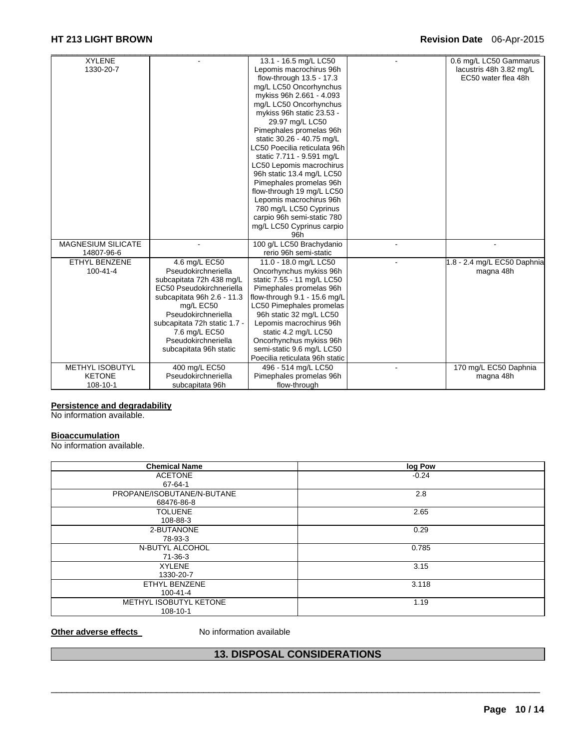| | | | | |
|---|---|---|---|---|
| XYLENE 1330-20-7 | - | 13.1 - 16.5 mg/L LC50 Lepomis macrochirus 96h flow-through 13.5 - 17.3 mg/L LC50 Oncorhynchus mykiss 96h 2.661 - 4.093 mg/L LC50 Oncorhynchus mykiss 96h static 23.53 - 29.97 mg/L LC50 Pimephales promelas 96h static 30.26 - 40.75 mg/L LC50 Poecilia reticulata 96h static 7.711 - 9.591 mg/L LC50 Lepomis macrochirus 96h static 13.4 mg/L LC50 Pimephales promelas 96h flow-through 19 mg/L LC50 Lepomis macrochirus 96h 780 mg/L LC50 Cyprinus carpio 96h semi-static 780 mg/L LC50 Cyprinus carpio 96h | - | 0.6 mg/L LC50 Gammarus lacustris 48h 3.82 mg/L EC50 water flea 48h |
| MAGNESIUM SILICATE 14807-96-6 | - | 100 g/L LC50 Brachydanio rerio 96h semi-static | - | - |
| ETHYL BENZENE 100-41-4 | 4.6 mg/L EC50 Pseudokirchneriella subcapitata 72h 438 mg/L EC50 Pseudokirchneriella subcapitata 96h 2.6 - 11.3 mg/L EC50 Pseudokirchneriella subcapitata 72h static 1.7 - 7.6 mg/L EC50 Pseudokirchneriella subcapitata 96h static | 11.0 - 18.0 mg/L LC50 Oncorhynchus mykiss 96h static 7.55 - 11 mg/L LC50 Pimephales promelas 96h flow-through 9.1 - 15.6 mg/L LC50 Pimephales promelas 96h static 32 mg/L LC50 Lepomis macrochirus 96h static 4.2 mg/L LC50 Oncorhynchus mykiss 96h semi-static 9.6 mg/L LC50 Poecilia reticulata 96h static | - | 1.8 - 2.4 mg/L EC50 Daphnia magna 48h |
| METHYL ISOBUTYL KETONE 108-10-1 | 400 mg/L EC50 Pseudokirchneriella subcapitata 96h | 496 - 514 mg/L LC50 Pimephales promelas 96h flow-through | - | 170 mg/L EC50 Daphnia magna 48h |

**Persistence and degradability**

No information available.

**Bioaccumulation**

No information available.

| Chemical Name | log Pow |
|---|---|
| ACETONE 67-64-1 | -0.24 |
| PROPANE/ISOBUTANE/N-BUTANE 68476-86-8 | 2.8 |
| TOLUENE 108-88-3 | 2.65 |
| 2-BUTANONE 78-93-3 | 0.29 |
| N-BUTYL ALCOHOL 71-36-3 | 0.785 |
| XYLENE 1330-20-7 | 3.15 |
| ETHYL BENZENE 100-41-4 | 3.118 |
| METHYL ISOBUTYL KETONE 108-10-1 | 1.19 |

**Other adverse effects** No information available

## 13. DISPOSAL CONSIDERATIONS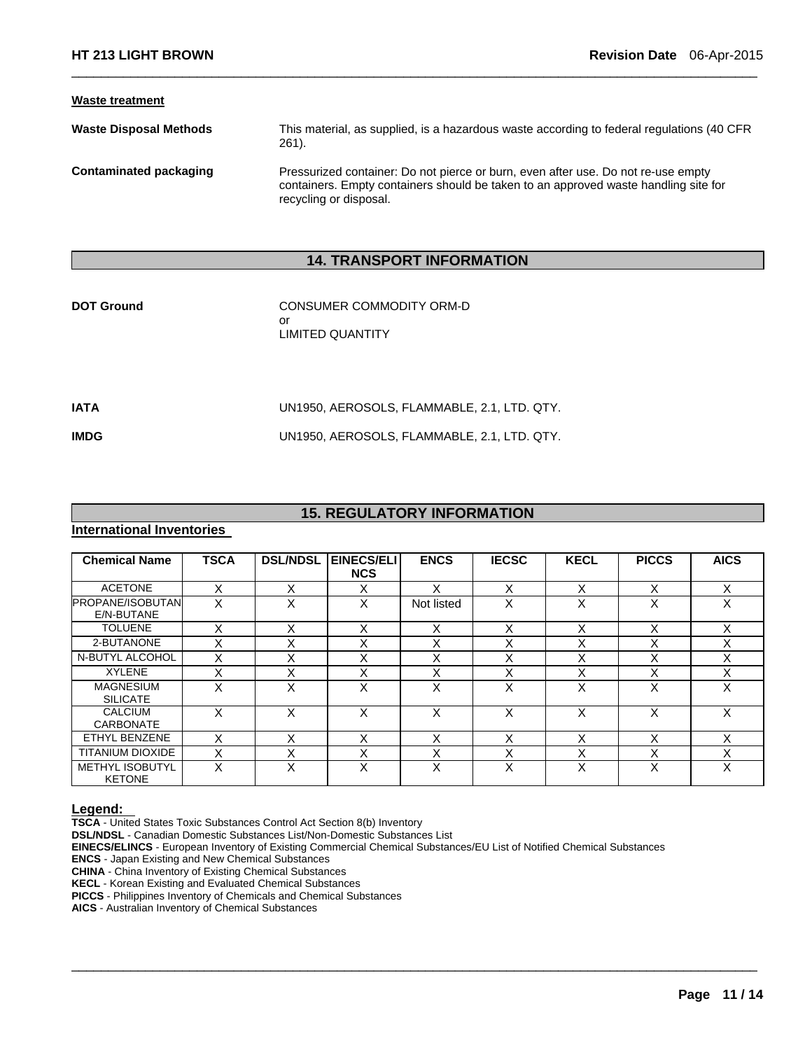**Waste treatment**

**Waste Disposal Methods** This material, as supplied, is a hazardous waste according to federal regulations (40 CFR 261).

**Contaminated packaging** Pressurized container: Do not pierce or burn, even after use. Do not re-use empty containers. Empty containers should be taken to an approved waste handling site for recycling or disposal.

## 14. TRANSPORT INFORMATION

**DOT Ground** CONSUMER COMMODITY ORM-D
or
LIMITED QUANTITY

**IATA** UN1950, AEROSOLS, FLAMMABLE, 2.1, LTD. QTY.

**IMDG** UN1950, AEROSOLS, FLAMMABLE, 2.1, LTD. QTY.

## 15. REGULATORY INFORMATION

**International Inventories**

| Chemical Name | TSCA | DSL/NDSL | EINECS/ELINCS | ENCS | IECSC | KECL | PICCS | AICS |
|---|---|---|---|---|---|---|---|---|
| ACETONE | X | X | X | X | X | X | X | X |
| PROPANE/ISOBUTANE/N-BUTANE | X | X | X | Not listed | X | X | X | X |
| TOLUENE | X | X | X | X | X | X | X | X |
| 2-BUTANONE | X | X | X | X | X | X | X | X |
| N-BUTYL ALCOHOL | X | X | X | X | X | X | X | X |
| XYLENE | X | X | X | X | X | X | X | X |
| MAGNESIUM SILICATE | X | X | X | X | X | X | X | X |
| CALCIUM CARBONATE | X | X | X | X | X | X | X | X |
| ETHYL BENZENE | X | X | X | X | X | X | X | X |
| TITANIUM DIOXIDE | X | X | X | X | X | X | X | X |
| METHYL ISOBUTYL KETONE | X | X | X | X | X | X | X | X |

**Legend:**

**TSCA** - United States Toxic Substances Control Act Section 8(b) Inventory
**DSL/NDSL** - Canadian Domestic Substances List/Non-Domestic Substances List
**EINECS/ELINCS** - European Inventory of Existing Commercial Chemical Substances/EU List of Notified Chemical Substances
**ENCS** - Japan Existing and New Chemical Substances
**CHINA** - China Inventory of Existing Chemical Substances
**KECL** - Korean Existing and Evaluated Chemical Substances
**PICCS** - Philippines Inventory of Chemicals and Chemical Substances
**AICS** - Australian Inventory of Chemical Substances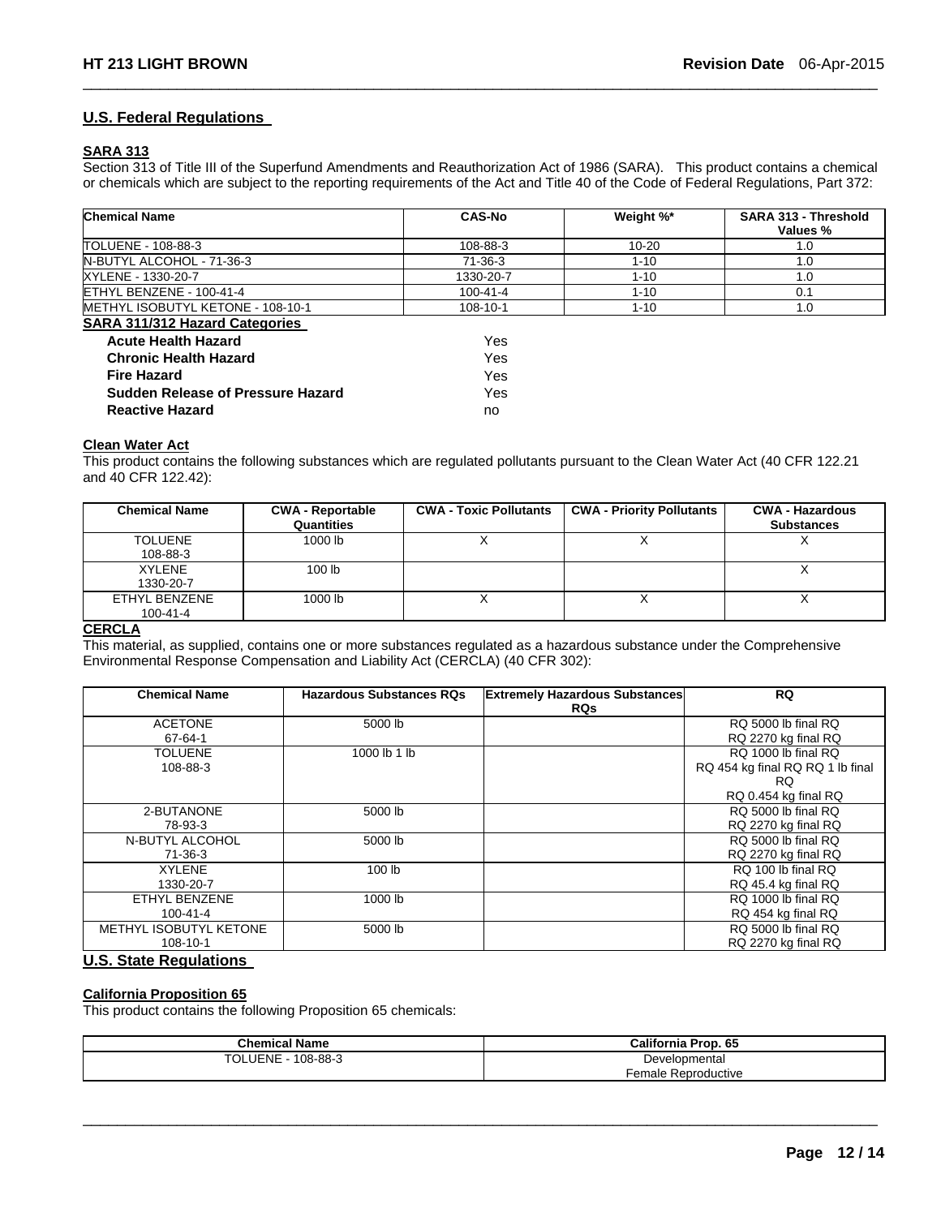## U.S. Federal Regulations

### SARA 313

Section 313 of Title III of the Superfund Amendments and Reauthorization Act of 1986 (SARA). This product contains a chemical or chemicals which are subject to the reporting requirements of the Act and Title 40 of the Code of Federal Regulations, Part 372:

| Chemical Name | CAS-No | Weight %* | SARA 313 - Threshold Values % |
|---|---|---|---|
| TOLUENE - 108-88-3 | 108-88-3 | 10-20 | 1.0 |
| N-BUTYL ALCOHOL - 71-36-3 | 71-36-3 | 1-10 | 1.0 |
| XYLENE - 1330-20-7 | 1330-20-7 | 1-10 | 1.0 |
| ETHYL BENZENE - 100-41-4 | 100-41-4 | 1-10 | 0.1 |
| METHYL ISOBUTYL KETONE - 108-10-1 | 108-10-1 | 1-10 | 1.0 |

### SARA 311/312 Hazard Categories

| | |
|---|---|
| **Acute Health Hazard** | Yes |
| **Chronic Health Hazard** | Yes |
| **Fire Hazard** | Yes |
| **Sudden Release of Pressure Hazard** | Yes |
| **Reactive Hazard** | no |

### Clean Water Act

This product contains the following substances which are regulated pollutants pursuant to the Clean Water Act (40 CFR 122.21 and 40 CFR 122.42):

| Chemical Name | CWA - Reportable Quantities | CWA - Toxic Pollutants | CWA - Priority Pollutants | CWA - Hazardous Substances |
|---|---|---|---|---|
| TOLUENE 108-88-3 | 1000 lb | X | X | X |
| XYLENE 1330-20-7 | 100 lb | | | X |
| ETHYL BENZENE 100-41-4 | 1000 lb | X | X | X |

### CERCLA

This material, as supplied, contains one or more substances regulated as a hazardous substance under the Comprehensive Environmental Response Compensation and Liability Act (CERCLA) (40 CFR 302):

| Chemical Name | Hazardous Substances RQs | Extremely Hazardous Substances RQs | RQ |
|---|---|---|---|
| ACETONE 67-64-1 | 5000 lb | | RQ 5000 lb final RQ RQ 2270 kg final RQ |
| TOLUENE 108-88-3 | 1000 lb 1 lb | | RQ 1000 lb final RQ RQ 454 kg final RQ RQ 1 lb final RQ RQ 0.454 kg final RQ |
| 2-BUTANONE 78-93-3 | 5000 lb | | RQ 5000 lb final RQ RQ 2270 kg final RQ |
| N-BUTYL ALCOHOL 71-36-3 | 5000 lb | | RQ 5000 lb final RQ RQ 2270 kg final RQ |
| XYLENE 1330-20-7 | 100 lb | | RQ 100 lb final RQ RQ 45.4 kg final RQ |
| ETHYL BENZENE 100-41-4 | 1000 lb | | RQ 1000 lb final RQ RQ 454 kg final RQ |
| METHYL ISOBUTYL KETONE 108-10-1 | 5000 lb | | RQ 5000 lb final RQ RQ 2270 kg final RQ |

## U.S. State Regulations

### California Proposition 65

This product contains the following Proposition 65 chemicals:

| Chemical Name | California Prop. 65 |
|---|---|
| TOLUENE - 108-88-3 | Developmental Female Reproductive |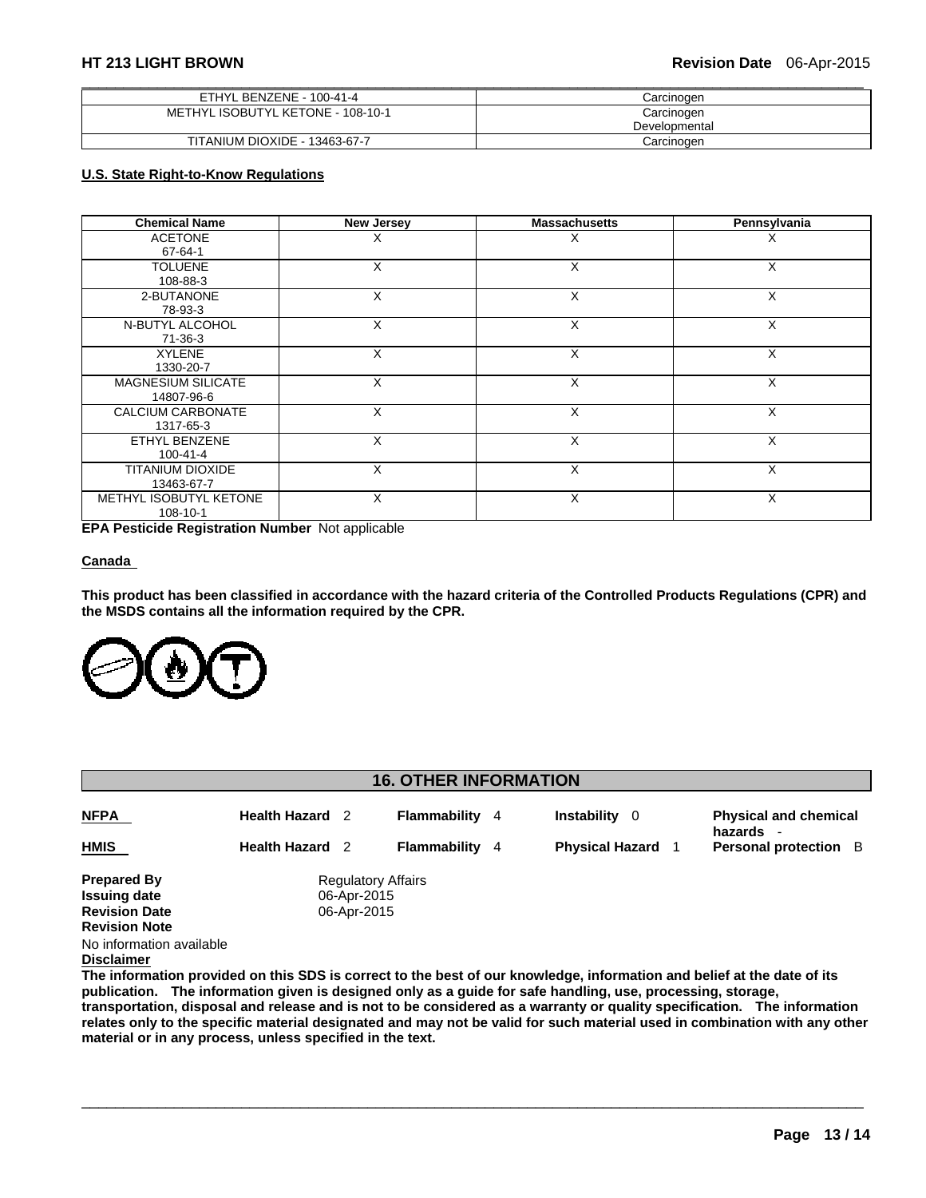| ETHYL BENZENE - 100-41-4 | Carcinogen |
|---|---|
| METHYL ISOBUTYL KETONE - 108-10-1 | Carcinogen<br>Developmental |
| TITANIUM DIOXIDE - 13463-67-7 | Carcinogen |

**U.S. State Right-to-Know Regulations**

| Chemical Name | New Jersey | Massachusetts | Pennsylvania |
|---|---|---|---|
| ACETONE<br>67-64-1 | X | X | X |
| TOLUENE<br>108-88-3 | X | X | X |
| 2-BUTANONE<br>78-93-3 | X | X | X |
| N-BUTYL ALCOHOL<br>71-36-3 | X | X | X |
| XYLENE<br>1330-20-7 | X | X | X |
| MAGNESIUM SILICATE<br>14807-96-6 | X | X | X |
| CALCIUM CARBONATE<br>1317-65-3 | X | X | X |
| ETHYL BENZENE<br>100-41-4 | X | X | X |
| TITANIUM DIOXIDE<br>13463-67-7 | X | X | X |
| METHYL ISOBUTYL KETONE<br>108-10-1 | X | X | X |

**EPA Pesticide Registration Number** Not applicable

**Canada**

**This product has been classified in accordance with the hazard criteria of the Controlled Products Regulations (CPR) and the MSDS contains all the information required by the CPR.**

## 16. OTHER INFORMATION

| | | | | |
|---|---|---|---|---|
| **NFPA** | **Health Hazard** 2 | **Flammability** 4 | **Instability** 0 | **Physical and chemical hazards** - |
| **HMIS** | **Health Hazard** 2 | **Flammability** 4 | **Physical Hazard** 1 | **Personal protection** B |

**Prepared By** Regulatory Affairs
**Issuing date** 06-Apr-2015
**Revision Date** 06-Apr-2015
**Revision Note**
No information available

**Disclaimer**

**The information provided on this SDS is correct to the best of our knowledge, information and belief at the date of its publication. The information given is designed only as a guide for safe handling, use, processing, storage, transportation, disposal and release and is not to be considered as a warranty or quality specification. The information relates only to the specific material designated and may not be valid for such material used in combination with any other material or in any process, unless specified in the text.**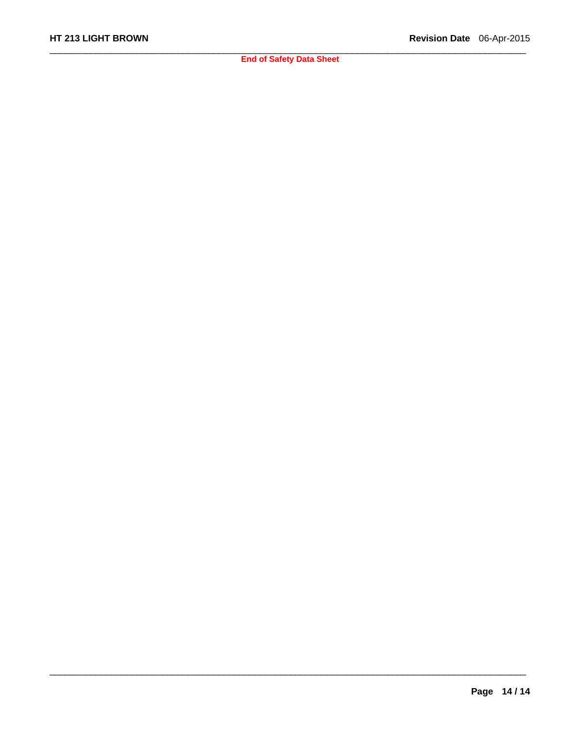**End of Safety Data Sheet**